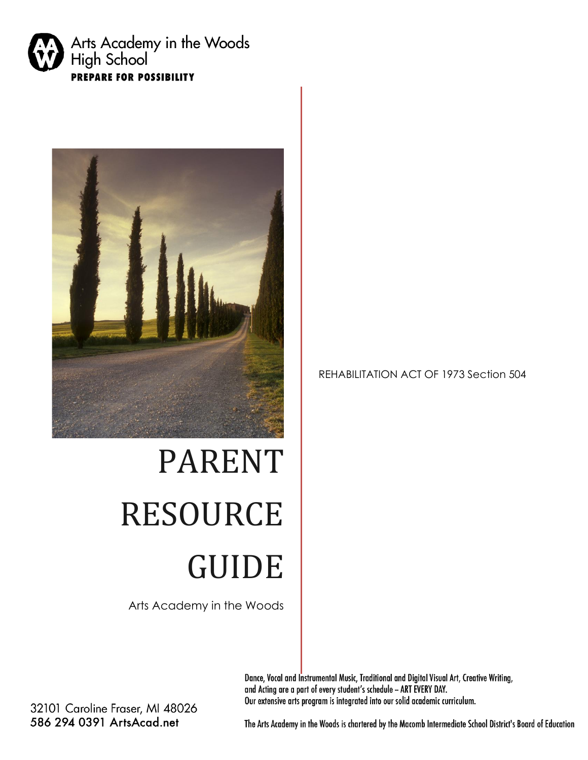Arts Academy in the Woods
High School
**PREPARE FOR POSSIBILITY**

# PARENT RESOURCE GUIDE

Arts Academy in the Woods

REHABILITATION ACT OF 1973 Section 504

Dance, Vocal and Instrumental Music, Traditional and Digital Visual Art, Creative Writing, and Acting are a part of every student's schedule – ART EVERY DAY.
Our extensive arts program is integrated into our solid academic curriculum.

32101 Caroline Fraser, MI 48026
**586 294 0391 ArtsAcad.net**

The Arts Academy in the Woods is chartered by the Macomb Intermediate School District's Board of Education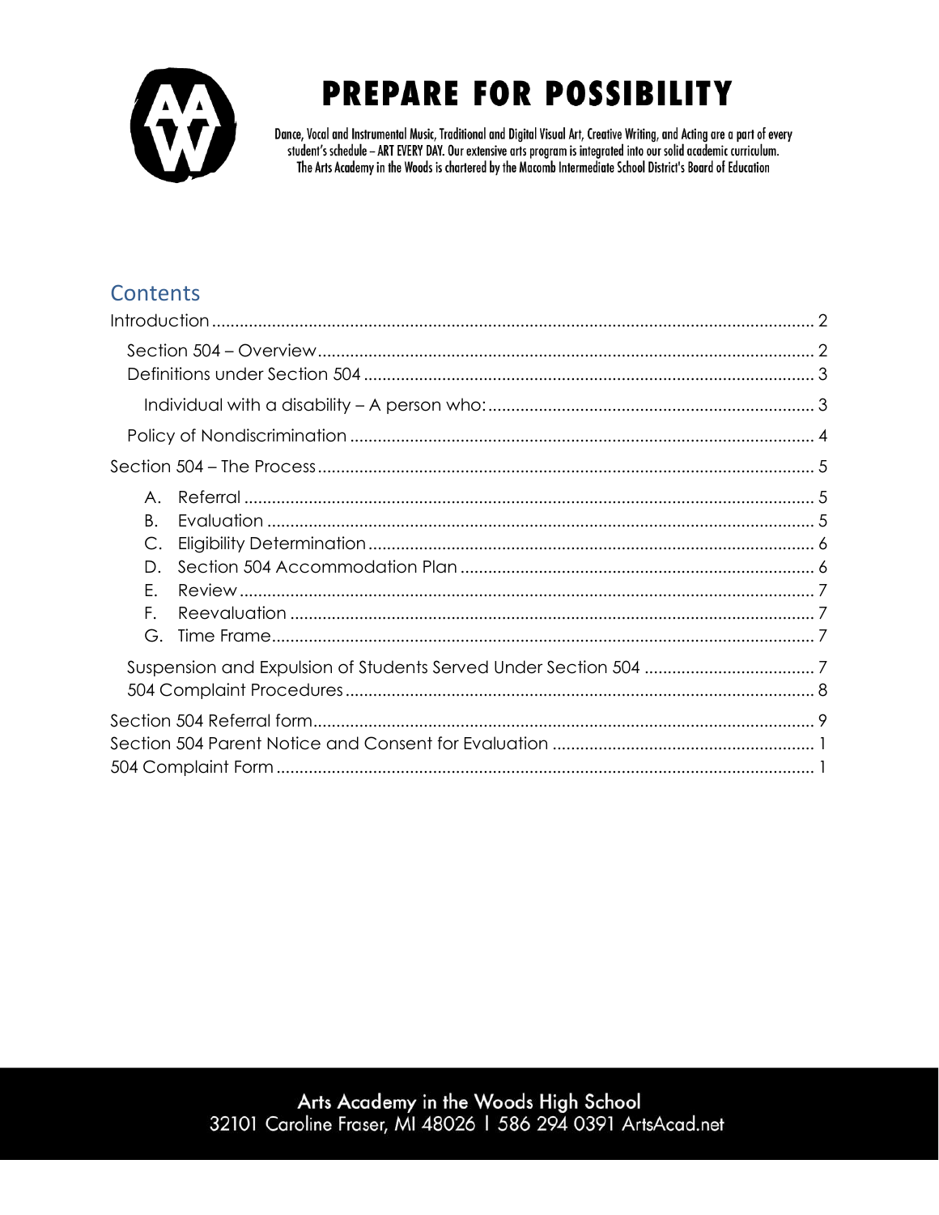# PREPARE FOR POSSIBILITY

Dance, Vocal and Instrumental Music, Traditional and Digital Visual Art, Creative Writing, and Acting are a part of every student's schedule – ART EVERY DAY. Our extensive arts program is integrated into our solid academic curriculum. The Arts Academy in the Woods is chartered by the Macomb Intermediate School District's Board of Education

## Contents

- Introduction .......... 2
  - Section 504 – Overview .......... 2
  - Definitions under Section 504 .......... 3
    - Individual with a disability – A person who: .......... 3
  - Policy of Nondiscrimination .......... 4
- Section 504 – The Process .......... 5
  - A. Referral .......... 5
  - B. Evaluation .......... 5
  - C. Eligibility Determination .......... 6
  - D. Section 504 Accommodation Plan .......... 6
  - E. Review .......... 7
  - F. Reevaluation .......... 7
  - G. Time Frame .......... 7
  - Suspension and Expulsion of Students Served Under Section 504 .......... 7
  - 504 Complaint Procedures .......... 8
- Section 504 Referral form .......... 9
- Section 504 Parent Notice and Consent for Evaluation .......... 1
- 504 Complaint Form .......... 1

Arts Academy in the Woods High School
32101 Caroline Fraser, MI 48026 | 586 294 0391 ArtsAcad.net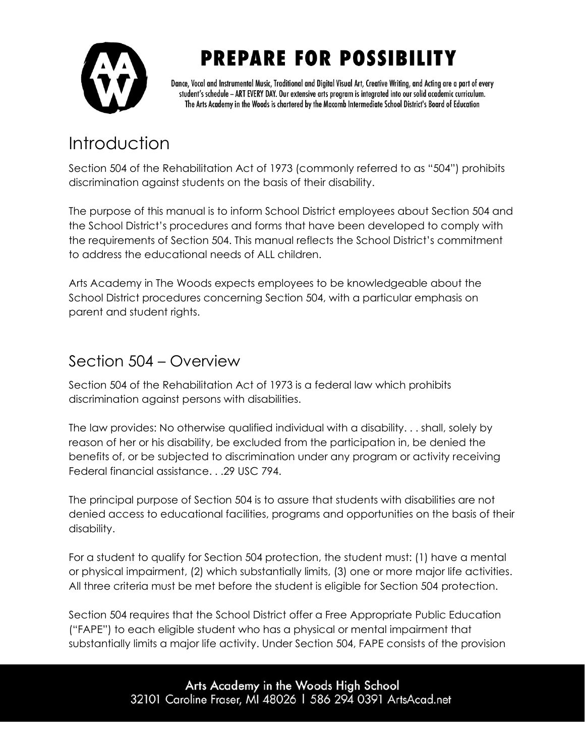# Introduction

Section 504 of the Rehabilitation Act of 1973 (commonly referred to as "504") prohibits discrimination against students on the basis of their disability.

The purpose of this manual is to inform School District employees about Section 504 and the School District's procedures and forms that have been developed to comply with the requirements of Section 504. This manual reflects the School District's commitment to address the educational needs of ALL children.

Arts Academy in The Woods expects employees to be knowledgeable about the School District procedures concerning Section 504, with a particular emphasis on parent and student rights.

# Section 504 – Overview

Section 504 of the Rehabilitation Act of 1973 is a federal law which prohibits discrimination against persons with disabilities.

The law provides: No otherwise qualified individual with a disability. . . shall, solely by reason of her or his disability, be excluded from the participation in, be denied the benefits of, or be subjected to discrimination under any program or activity receiving Federal financial assistance. . .29 USC 794.

The principal purpose of Section 504 is to assure that students with disabilities are not denied access to educational facilities, programs and opportunities on the basis of their disability.

For a student to qualify for Section 504 protection, the student must: (1) have a mental or physical impairment, (2) which substantially limits, (3) one or more major life activities. All three criteria must be met before the student is eligible for Section 504 protection.

Section 504 requires that the School District offer a Free Appropriate Public Education ("FAPE") to each eligible student who has a physical or mental impairment that substantially limits a major life activity. Under Section 504, FAPE consists of the provision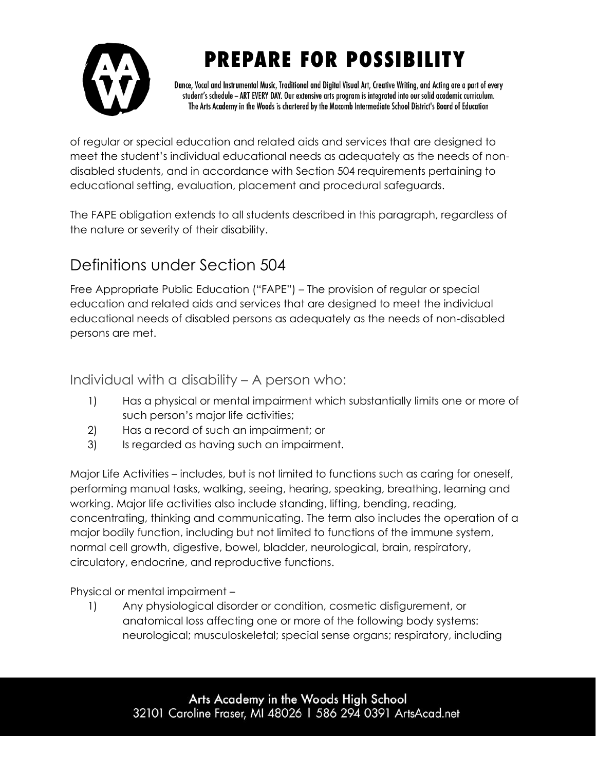of regular or special education and related aids and services that are designed to meet the student's individual educational needs as adequately as the needs of non-disabled students, and in accordance with Section 504 requirements pertaining to educational setting, evaluation, placement and procedural safeguards.

The FAPE obligation extends to all students described in this paragraph, regardless of the nature or severity of their disability.

## Definitions under Section 504

Free Appropriate Public Education ("FAPE") – The provision of regular or special education and related aids and services that are designed to meet the individual educational needs of disabled persons as adequately as the needs of non-disabled persons are met.

### Individual with a disability – A person who:

1) Has a physical or mental impairment which substantially limits one or more of such person's major life activities;
2) Has a record of such an impairment; or
3) Is regarded as having such an impairment.

Major Life Activities – includes, but is not limited to functions such as caring for oneself, performing manual tasks, walking, seeing, hearing, speaking, breathing, learning and working. Major life activities also include standing, lifting, bending, reading, concentrating, thinking and communicating. The term also includes the operation of a major bodily function, including but not limited to functions of the immune system, normal cell growth, digestive, bowel, bladder, neurological, brain, respiratory, circulatory, endocrine, and reproductive functions.

Physical or mental impairment –

1) Any physiological disorder or condition, cosmetic disfigurement, or anatomical loss affecting one or more of the following body systems: neurological; musculoskeletal; special sense organs; respiratory, including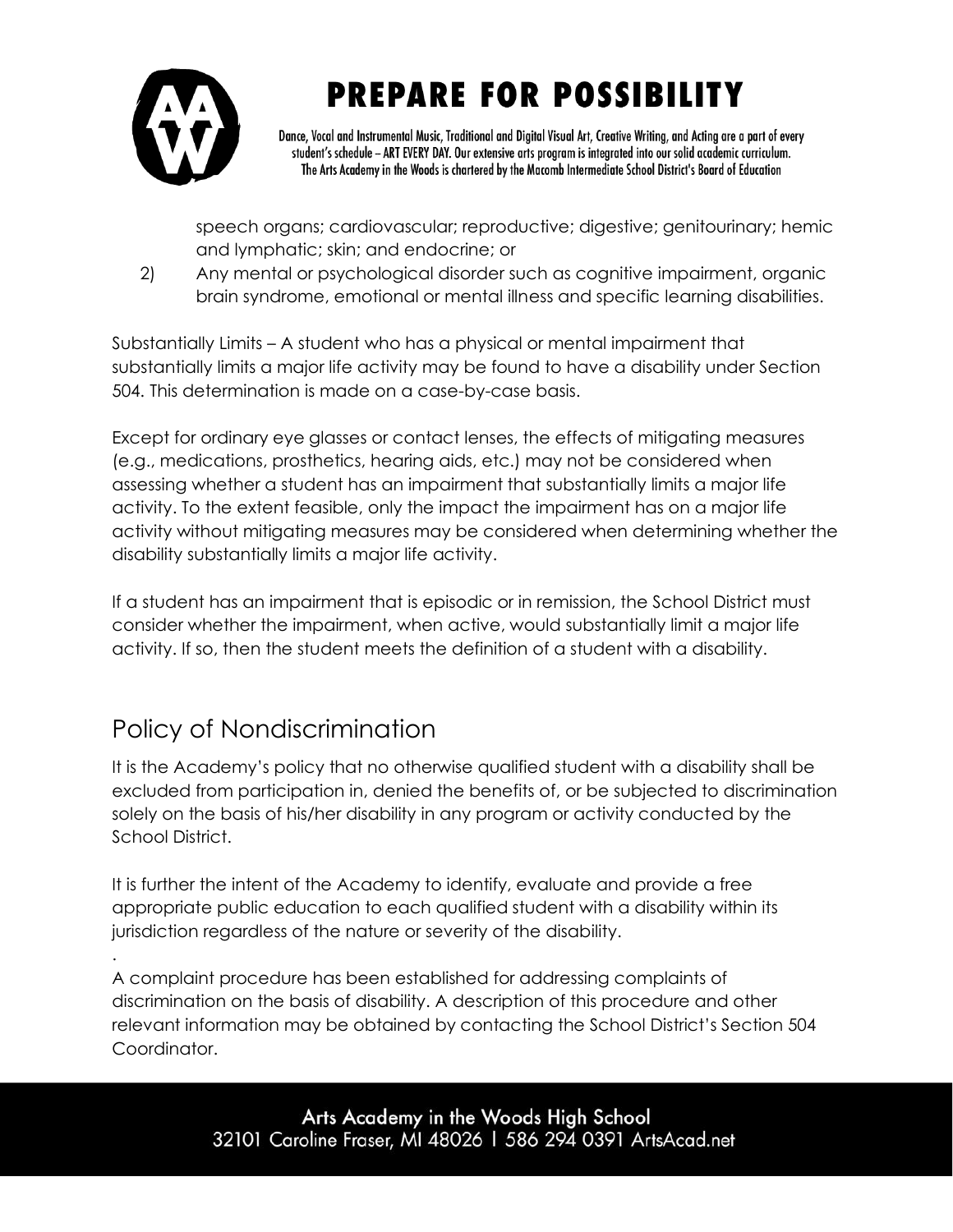speech organs; cardiovascular; reproductive; digestive; genitourinary; hemic and lymphatic; skin; and endocrine; or

2) Any mental or psychological disorder such as cognitive impairment, organic brain syndrome, emotional or mental illness and specific learning disabilities.

Substantially Limits – A student who has a physical or mental impairment that substantially limits a major life activity may be found to have a disability under Section 504. This determination is made on a case-by-case basis.

Except for ordinary eye glasses or contact lenses, the effects of mitigating measures (e.g., medications, prosthetics, hearing aids, etc.) may not be considered when assessing whether a student has an impairment that substantially limits a major life activity. To the extent feasible, only the impact the impairment has on a major life activity without mitigating measures may be considered when determining whether the disability substantially limits a major life activity.

If a student has an impairment that is episodic or in remission, the School District must consider whether the impairment, when active, would substantially limit a major life activity. If so, then the student meets the definition of a student with a disability.

## Policy of Nondiscrimination

It is the Academy's policy that no otherwise qualified student with a disability shall be excluded from participation in, denied the benefits of, or be subjected to discrimination solely on the basis of his/her disability in any program or activity conducted by the School District.

It is further the intent of the Academy to identify, evaluate and provide a free appropriate public education to each qualified student with a disability within its jurisdiction regardless of the nature or severity of the disability.

.

A complaint procedure has been established for addressing complaints of discrimination on the basis of disability. A description of this procedure and other relevant information may be obtained by contacting the School District's Section 504 Coordinator.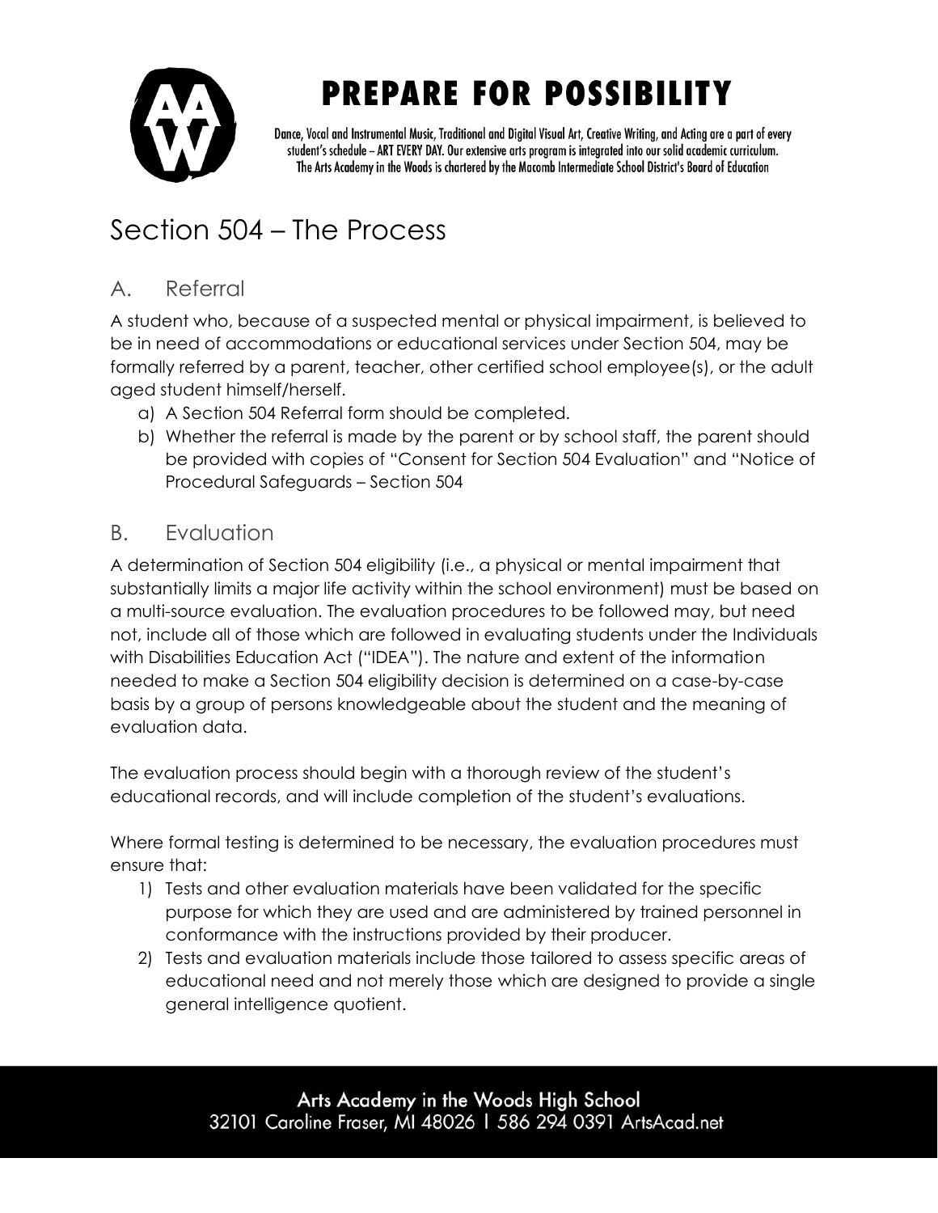# Section 504 – The Process

## A. Referral

A student who, because of a suspected mental or physical impairment, is believed to be in need of accommodations or educational services under Section 504, may be formally referred by a parent, teacher, other certified school employee(s), or the adult aged student himself/herself.

a) A Section 504 Referral form should be completed.
b) Whether the referral is made by the parent or by school staff, the parent should be provided with copies of "Consent for Section 504 Evaluation" and "Notice of Procedural Safeguards – Section 504

## B. Evaluation

A determination of Section 504 eligibility (i.e., a physical or mental impairment that substantially limits a major life activity within the school environment) must be based on a multi-source evaluation. The evaluation procedures to be followed may, but need not, include all of those which are followed in evaluating students under the Individuals with Disabilities Education Act ("IDEA"). The nature and extent of the information needed to make a Section 504 eligibility decision is determined on a case-by-case basis by a group of persons knowledgeable about the student and the meaning of evaluation data.

The evaluation process should begin with a thorough review of the student's educational records, and will include completion of the student's evaluations.

Where formal testing is determined to be necessary, the evaluation procedures must ensure that:

1) Tests and other evaluation materials have been validated for the specific purpose for which they are used and are administered by trained personnel in conformance with the instructions provided by their producer.
2) Tests and evaluation materials include those tailored to assess specific areas of educational need and not merely those which are designed to provide a single general intelligence quotient.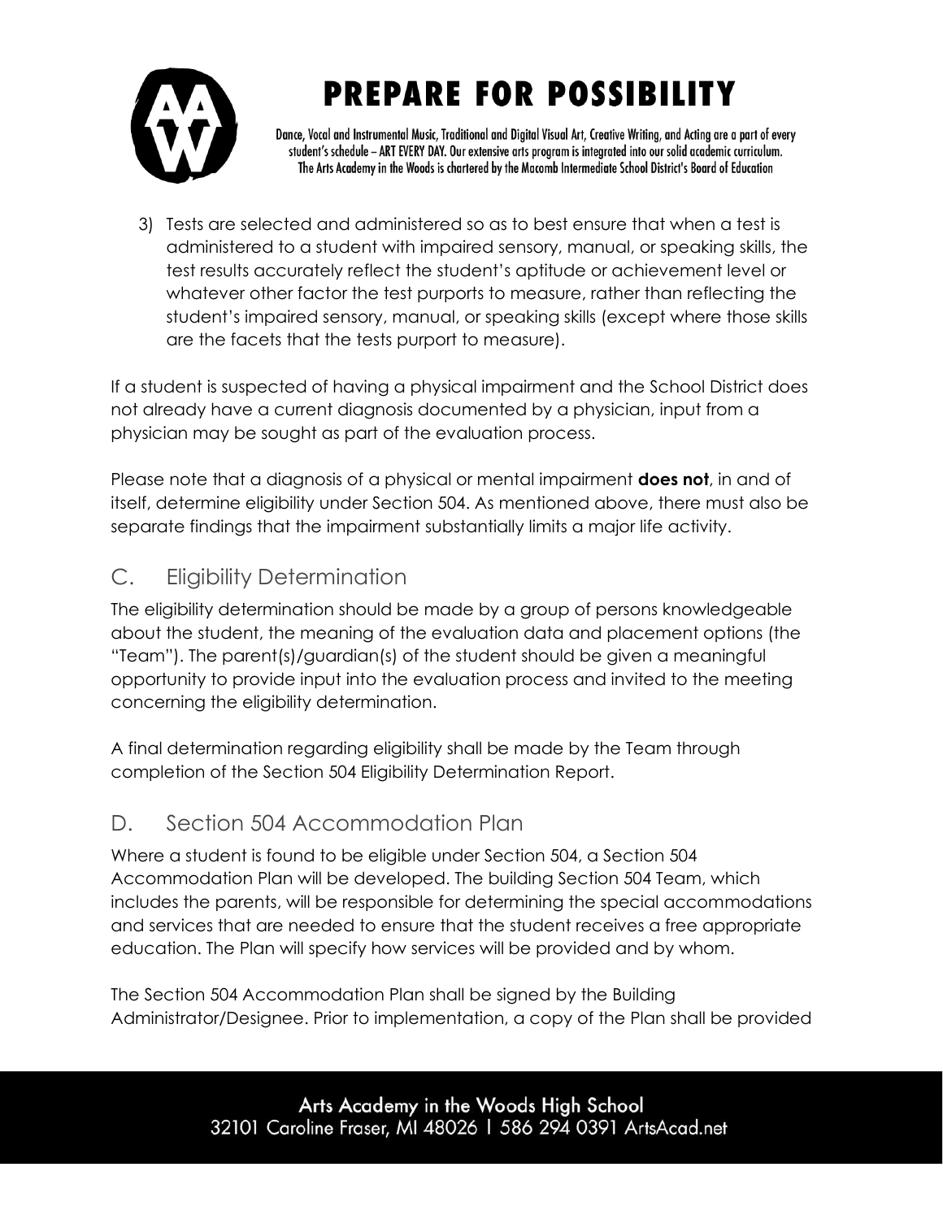3) Tests are selected and administered so as to best ensure that when a test is administered to a student with impaired sensory, manual, or speaking skills, the test results accurately reflect the student's aptitude or achievement level or whatever other factor the test purports to measure, rather than reflecting the student's impaired sensory, manual, or speaking skills (except where those skills are the facets that the tests purport to measure).

If a student is suspected of having a physical impairment and the School District does not already have a current diagnosis documented by a physician, input from a physician may be sought as part of the evaluation process.

Please note that a diagnosis of a physical or mental impairment **does not**, in and of itself, determine eligibility under Section 504. As mentioned above, there must also be separate findings that the impairment substantially limits a major life activity.

## C. Eligibility Determination

The eligibility determination should be made by a group of persons knowledgeable about the student, the meaning of the evaluation data and placement options (the "Team"). The parent(s)/guardian(s) of the student should be given a meaningful opportunity to provide input into the evaluation process and invited to the meeting concerning the eligibility determination.

A final determination regarding eligibility shall be made by the Team through completion of the Section 504 Eligibility Determination Report.

## D. Section 504 Accommodation Plan

Where a student is found to be eligible under Section 504, a Section 504 Accommodation Plan will be developed. The building Section 504 Team, which includes the parents, will be responsible for determining the special accommodations and services that are needed to ensure that the student receives a free appropriate education. The Plan will specify how services will be provided and by whom.

The Section 504 Accommodation Plan shall be signed by the Building Administrator/Designee. Prior to implementation, a copy of the Plan shall be provided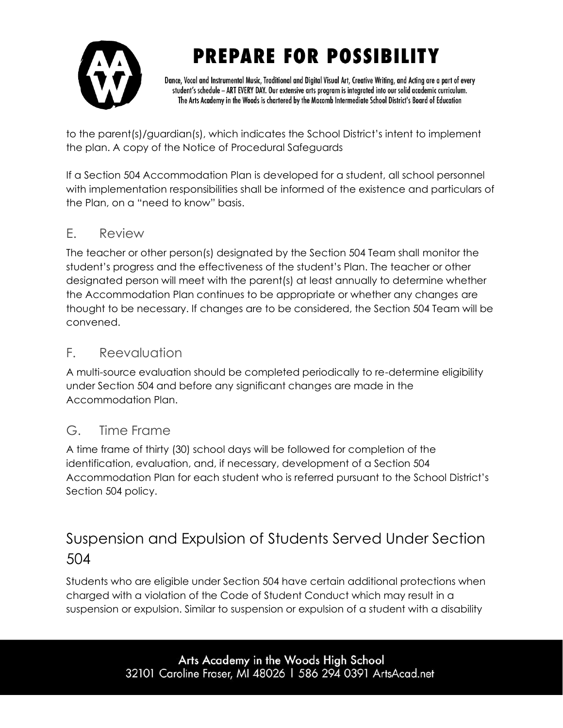to the parent(s)/guardian(s), which indicates the School District's intent to implement the plan. A copy of the Notice of Procedural Safeguards

If a Section 504 Accommodation Plan is developed for a student, all school personnel with implementation responsibilities shall be informed of the existence and particulars of the Plan, on a "need to know" basis.

## E. Review

The teacher or other person(s) designated by the Section 504 Team shall monitor the student's progress and the effectiveness of the student's Plan. The teacher or other designated person will meet with the parent(s) at least annually to determine whether the Accommodation Plan continues to be appropriate or whether any changes are thought to be necessary. If changes are to be considered, the Section 504 Team will be convened.

## F. Reevaluation

A multi-source evaluation should be completed periodically to re-determine eligibility under Section 504 and before any significant changes are made in the Accommodation Plan.

## G. Time Frame

A time frame of thirty (30) school days will be followed for completion of the identification, evaluation, and, if necessary, development of a Section 504 Accommodation Plan for each student who is referred pursuant to the School District's Section 504 policy.

# Suspension and Expulsion of Students Served Under Section 504

Students who are eligible under Section 504 have certain additional protections when charged with a violation of the Code of Student Conduct which may result in a suspension or expulsion. Similar to suspension or expulsion of a student with a disability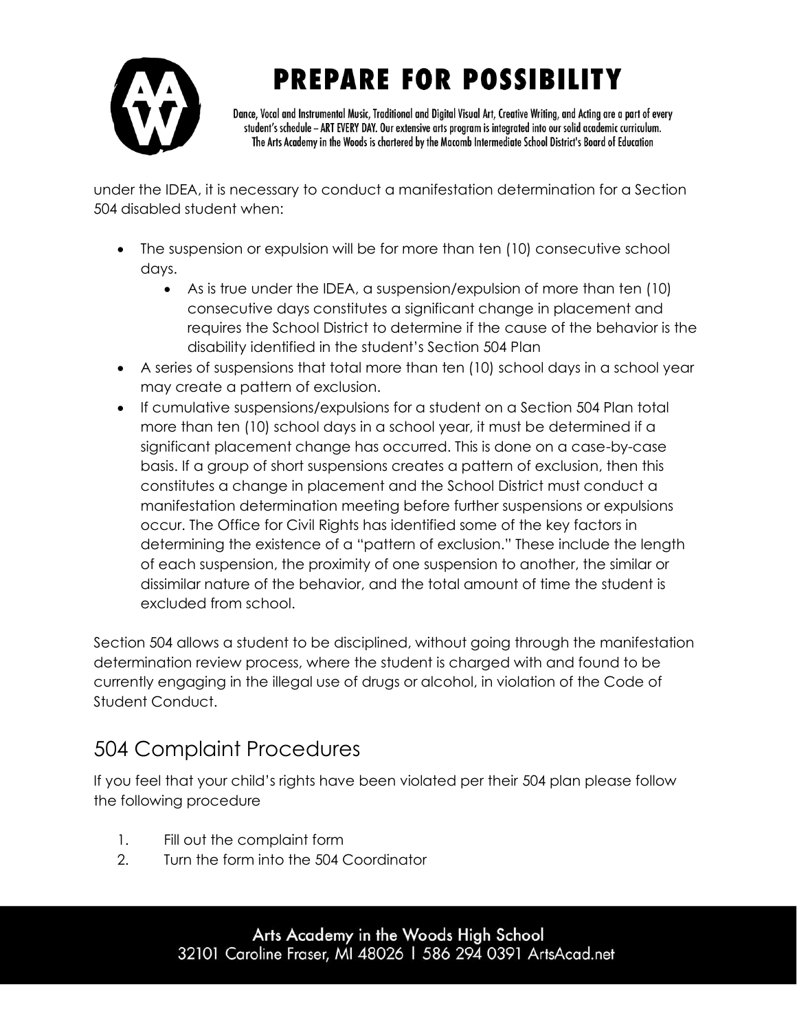under the IDEA, it is necessary to conduct a manifestation determination for a Section 504 disabled student when:

- The suspension or expulsion will be for more than ten (10) consecutive school days.
    - As is true under the IDEA, a suspension/expulsion of more than ten (10) consecutive days constitutes a significant change in placement and requires the School District to determine if the cause of the behavior is the disability identified in the student's Section 504 Plan
- A series of suspensions that total more than ten (10) school days in a school year may create a pattern of exclusion.
- If cumulative suspensions/expulsions for a student on a Section 504 Plan total more than ten (10) school days in a school year, it must be determined if a significant placement change has occurred. This is done on a case-by-case basis. If a group of short suspensions creates a pattern of exclusion, then this constitutes a change in placement and the School District must conduct a manifestation determination meeting before further suspensions or expulsions occur. The Office for Civil Rights has identified some of the key factors in determining the existence of a "pattern of exclusion." These include the length of each suspension, the proximity of one suspension to another, the similar or dissimilar nature of the behavior, and the total amount of time the student is excluded from school.

Section 504 allows a student to be disciplined, without going through the manifestation determination review process, where the student is charged with and found to be currently engaging in the illegal use of drugs or alcohol, in violation of the Code of Student Conduct.

## 504 Complaint Procedures

If you feel that your child's rights have been violated per their 504 plan please follow the following procedure

1. Fill out the complaint form
2. Turn the form into the 504 Coordinator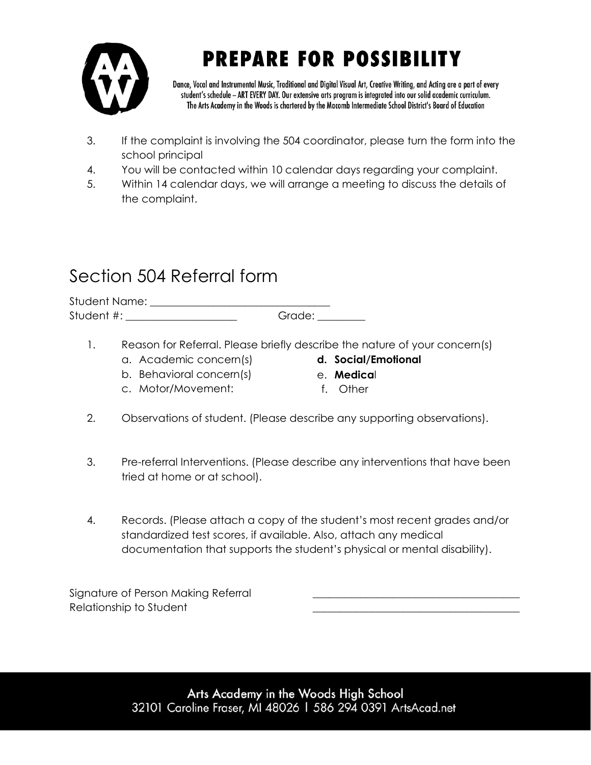3. If the complaint is involving the 504 coordinator, please turn the form into the school principal
4. You will be contacted within 10 calendar days regarding your complaint.
5. Within 14 calendar days, we will arrange a meeting to discuss the details of the complaint.

# Section 504 Referral form

Student Name: ______________________________

Student #: ____________________ Grade: _________

1. Reason for Referral. Please briefly describe the nature of your concern(s)
   a. Academic concern(s)
   b. Behavioral concern(s)
   c. Motor/Movement:
   **d. Social/Emotional**
   e. **Medica**l
   f. Other

2. Observations of student. (Please describe any supporting observations).

3. Pre-referral Interventions. (Please describe any interventions that have been tried at home or at school).

4. Records. (Please attach a copy of the student's most recent grades and/or standardized test scores, if available. Also, attach any medical documentation that supports the student's physical or mental disability).

Signature of Person Making Referral ______________________________

Relationship to Student ______________________________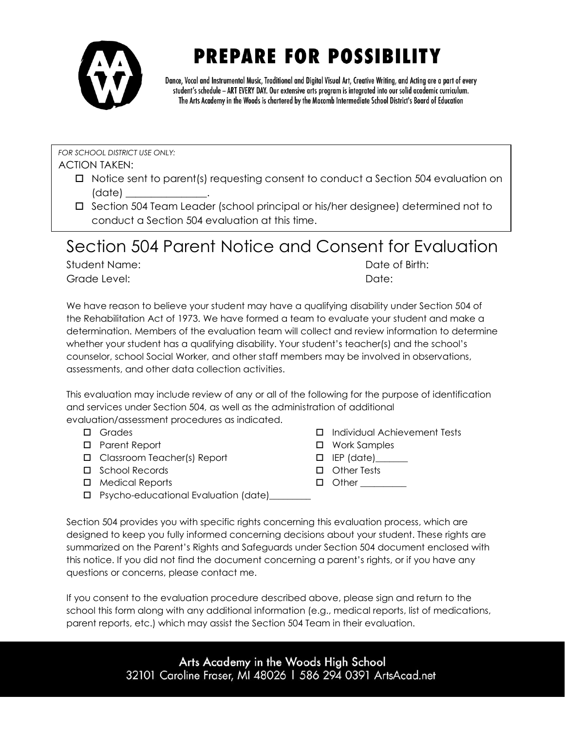# PREPARE FOR POSSIBILITY

Dance, Vocal and Instrumental Music, Traditional and Digital Visual Art, Creative Writing, and Acting are a part of every student's schedule – ART EVERY DAY. Our extensive arts program is integrated into our solid academic curriculum. The Arts Academy in the Woods is chartered by the Macomb Intermediate School District's Board of Education

*FOR SCHOOL DISTRICT USE ONLY:*

ACTION TAKEN:

- ☐ Notice sent to parent(s) requesting consent to conduct a Section 504 evaluation on (date) ________________.
- ☐ Section 504 Team Leader (school principal or his/her designee) determined not to conduct a Section 504 evaluation at this time.

# Section 504 Parent Notice and Consent for Evaluation

Student Name: Date of Birth:

Grade Level: Date:

We have reason to believe your student may have a qualifying disability under Section 504 of the Rehabilitation Act of 1973. We have formed a team to evaluate your student and make a determination. Members of the evaluation team will collect and review information to determine whether your student has a qualifying disability. Your student's teacher(s) and the school's counselor, school Social Worker, and other staff members may be involved in observations, assessments, and other data collection activities.

This evaluation may include review of any or all of the following for the purpose of identification and services under Section 504, as well as the administration of additional evaluation/assessment procedures as indicated.

- ☐ Grades
- ☐ Parent Report
- ☐ Classroom Teacher(s) Report
- ☐ School Records
- ☐ Medical Reports
- ☐ Psycho-educational Evaluation (date)_________
- ☐ Individual Achievement Tests
- ☐ Work Samples
- ☐ IEP (date)_______
- ☐ Other Tests
- ☐ Other __________

Section 504 provides you with specific rights concerning this evaluation process, which are designed to keep you fully informed concerning decisions about your student. These rights are summarized on the Parent's Rights and Safeguards under Section 504 document enclosed with this notice. If you did not find the document concerning a parent's rights, or if you have any questions or concerns, please contact me.

If you consent to the evaluation procedure described above, please sign and return to the school this form along with any additional information (e.g., medical reports, list of medications, parent reports, etc.) which may assist the Section 504 Team in their evaluation.

Arts Academy in the Woods High School
32101 Caroline Fraser, MI 48026 | 586 294 0391 ArtsAcad.net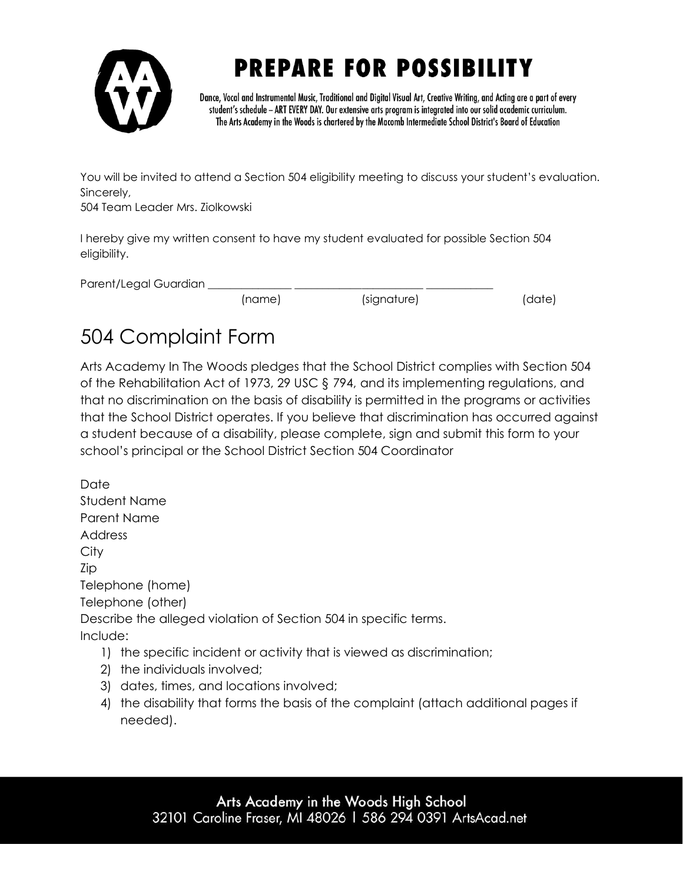# PREPARE FOR POSSIBILITY

Dance, Vocal and Instrumental Music, Traditional and Digital Visual Art, Creative Writing, and Acting are a part of every student's schedule – ART EVERY DAY. Our extensive arts program is integrated into our solid academic curriculum. The Arts Academy in the Woods is chartered by the Macomb Intermediate School District's Board of Education

You will be invited to attend a Section 504 eligibility meeting to discuss your student's evaluation.
Sincerely,
504 Team Leader Mrs. Ziolkowski

I hereby give my written consent to have my student evaluated for possible Section 504 eligibility.

Parent/Legal Guardian _______________ _______________________ ____________
(name) (signature) (date)

## 504 Complaint Form

Arts Academy In The Woods pledges that the School District complies with Section 504 of the Rehabilitation Act of 1973, 29 USC § 794, and its implementing regulations, and that no discrimination on the basis of disability is permitted in the programs or activities that the School District operates. If you believe that discrimination has occurred against a student because of a disability, please complete, sign and submit this form to your school's principal or the School District Section 504 Coordinator

Date
Student Name
Parent Name
Address
City
Zip
Telephone (home)
Telephone (other)
Describe the alleged violation of Section 504 in specific terms.
Include:

1) the specific incident or activity that is viewed as discrimination;
2) the individuals involved;
3) dates, times, and locations involved;
4) the disability that forms the basis of the complaint (attach additional pages if needed).

Arts Academy in the Woods High School
32101 Caroline Fraser, MI 48026 | 586 294 0391 ArtsAcad.net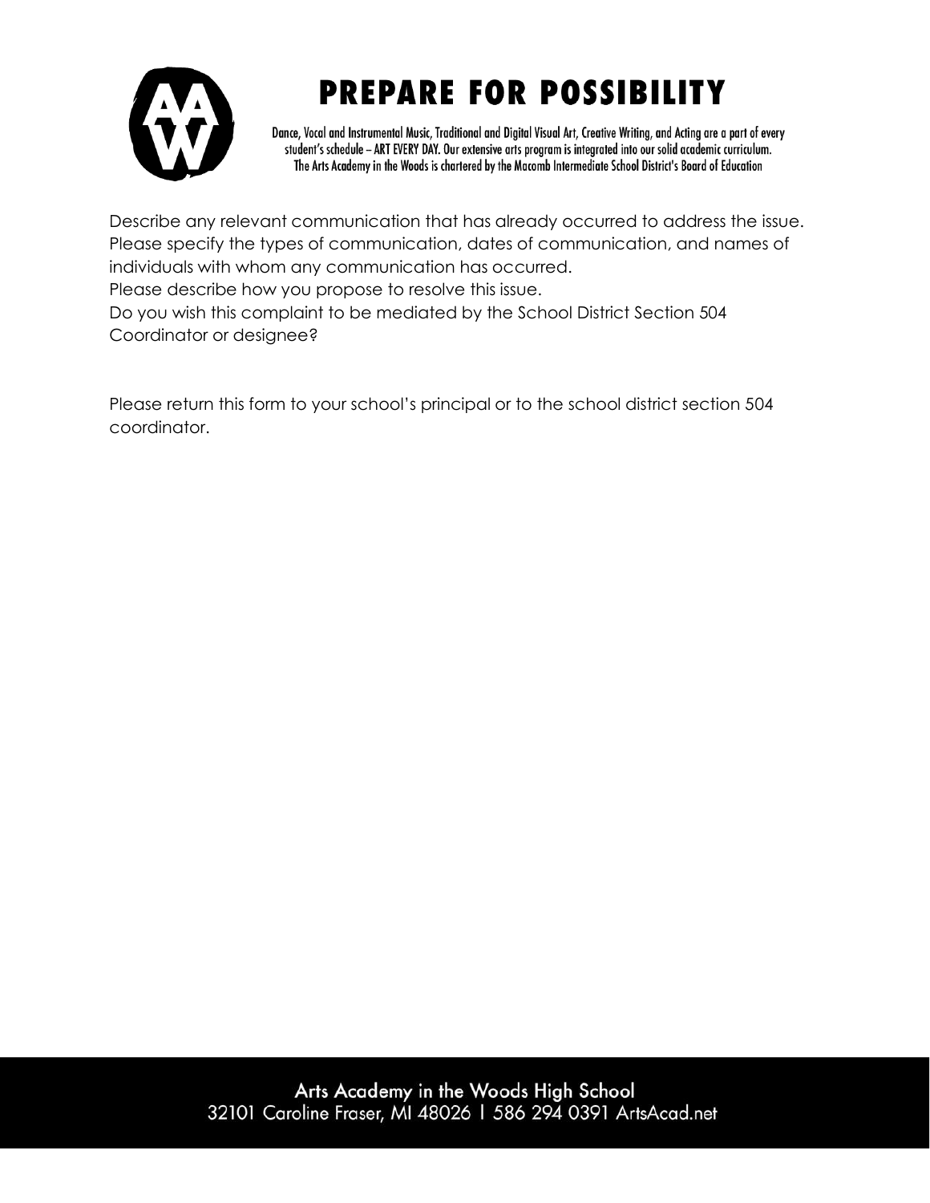Describe any relevant communication that has already occurred to address the issue. Please specify the types of communication, dates of communication, and names of individuals with whom any communication has occurred.

Please describe how you propose to resolve this issue.

Do you wish this complaint to be mediated by the School District Section 504 Coordinator or designee?

Please return this form to your school's principal or to the school district section 504 coordinator.